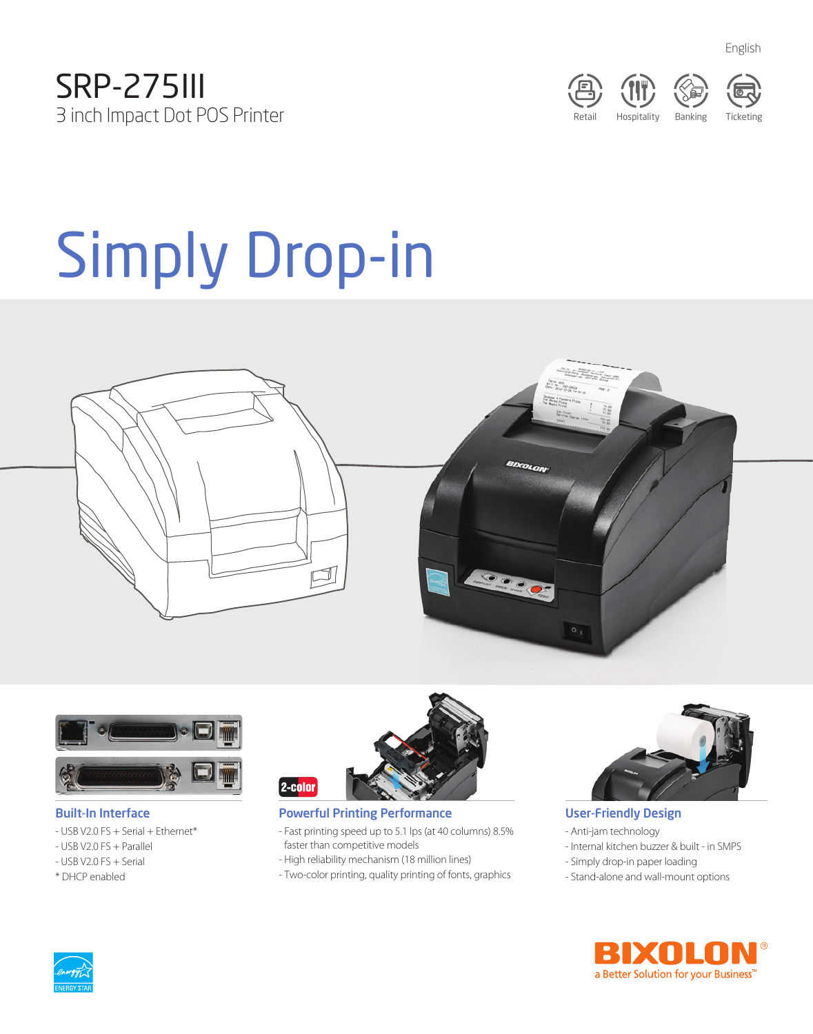English

# SRP-275III

3 inch Impact Dot POS Printer

Retail | Hospitality | Banking | Ticketing

# Simply Drop-in

2-color

### Built-In Interface

- USB V2.0 FS + Serial + Ethernet*
- USB V2.0 FS + Parallel
- USB V2.0 FS + Serial

* DHCP enabled

### Powerful Printing Performance

- Fast printing speed up to 5.1 lps (at 40 columns) 8.5% faster than competitive models
- High reliability mechanism (18 million lines)
- Two-color printing, quality printing of fonts, graphics

### User-Friendly Design

- Anti-jam technology
- Internal kitchen buzzer & built - in SMPS
- Simply drop-in paper loading
- Stand-alone and wall-mount options

ENERGY STAR

BIXOLON® a Better Solution for your Business™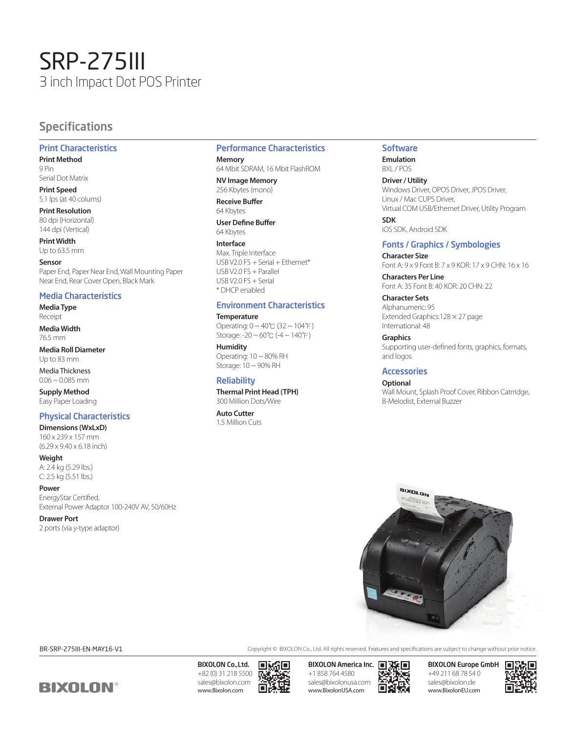# SRP-275III

3 inch Impact Dot POS Printer

## Specifications

### Print Characteristics

**Print Method**
9 Pin
Serial Dot Matrix

**Print Speed**
5.1 lps (at 40 colums)

**Print Resolution**
80 dpi (Horizontal)
144 dpi (Vertical)

**Print Width**
Up to 63.5 mm

**Sensor**
Paper End, Paper Near End, Wall Mounting Paper Near End, Rear Cover Open, Black Mark

### Media Characteristics

**Media Type**
Receipt

**Media Width**
76.5 mm

**Media Roll Diameter**
Up to 83 mm

**Media Thickness**
0.06 ~ 0.085 mm

**Supply Method**
Easy Paper Loading

### Physical Characteristics

**Dimensions (WxLxD)**
160 x 239 x 157 mm
(6.29 x 9.40 x 6.18 inch)

**Weight**
A: 2.4 kg (5.29 lbs.)
C: 2.5 kg (5.51 lbs.)

**Power**
EnergyStar Certified,
External Power Adaptor 100-240V AV, 50/60Hz

**Drawer Port**
2 ports (via y-type adaptor)

### Performance Characteristics

**Memory**
64 Mbit SDRAM, 16 Mbit FlashROM

**NV Image Memory**
256 Kbytes (mono)

**Receive Buffer**
64 Kbytes

**User Define Buffer**
64 Kbytes

**Interface**
Max. Triple Interface
USB V2.0 FS + Serial + Ethernet*
USB V2.0 FS + Parallel
USB V2.0 FS + Serial
* DHCP enabled

### Environment Characteristics

**Temperature**
Operating: 0 ~ 40℃ (32 ~ 104℉)
Storage: -20 ~ 60℃ (-4 ~ 140℉)

**Humidity**
Operating: 10 ~ 80% RH
Storage: 10 ~ 90% RH

### Reliability

**Thermal Print Head (TPH)**
300 Million Dots/Wire

**Auto Cutter**
1.5 Million Cuts

### Software

**Emulation**
BXL / POS

**Driver / Utility**
Windows Driver, OPOS Driver, JPOS Driver,
Linux / Mac CUPS Driver,
Virtual COM USB/Ethernet Driver, Utility Program

**SDK**
iOS SDK, Android SDK

### Fonts / Graphics / Symbologies

**Character Size**
Font A: 9 x 9 Font B: 7 x 9 KOR: 17 x 9 CHN: 16 x 16

**Characters Per Line**
Font A: 35 Font B: 40 KOR: 20 CHN: 22

**Character Sets**
Alphanumeric: 95
Extended Graphics:128 × 27 page
International: 48

**Graphics**
Supporting user-defined fonts, graphics, formats, and logos

### Accessories

**Optional**
Wall Mount, Splash Proof Cover, Ribbon Catrridge, B-Melodist, External Buzzer

BR-SRP-275III-EN-MAY16-V1

Copyright © BIXOLON Co., Ltd. All rights reserved. Features and specifications are subject to change without prior notice.

**BIXOLON Co.,Ltd.**
+82 (0) 31 218 5500
sales@bixolon.com
www.Bixolon.com

**BIXOLON America Inc.**
+1 858 764 4580
sales@bixolonusa.com
www.BixolonUSA.com

**BIXOLON Europe GmbH**
+49 211 68 78 54 0
sales@bixolon.de
www.BixolonEU.com